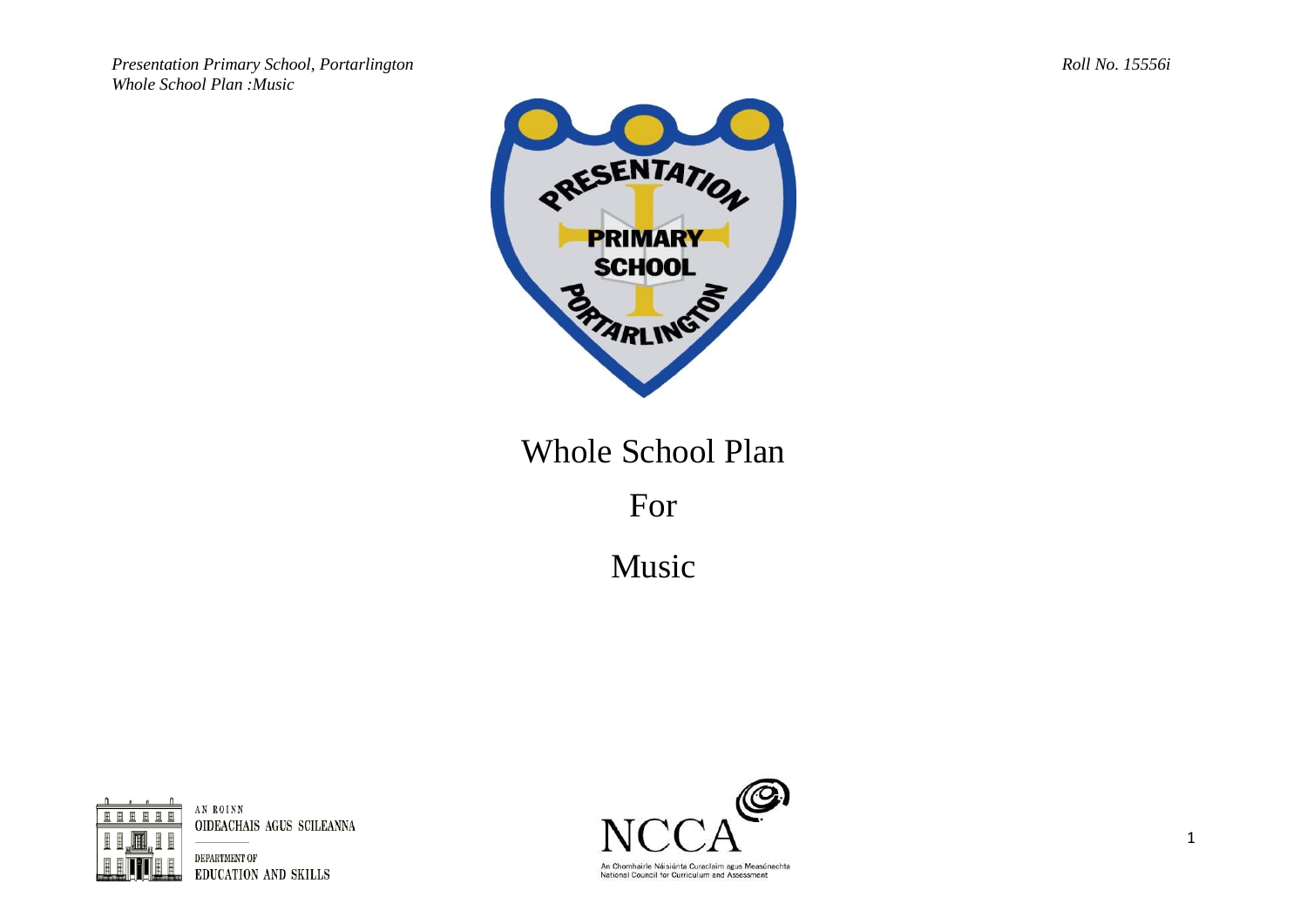# Whole School Plan

# For

# Music

AN ROINN
OIDEACHAIS AGUS SCILEANNA

DEPARTMENT OF
EDUCATION AND SKILLS

NCCA

An Chomhairle Náisiúnta Curaclaim agus Measúnachta
National Council for Curriculum and Assessment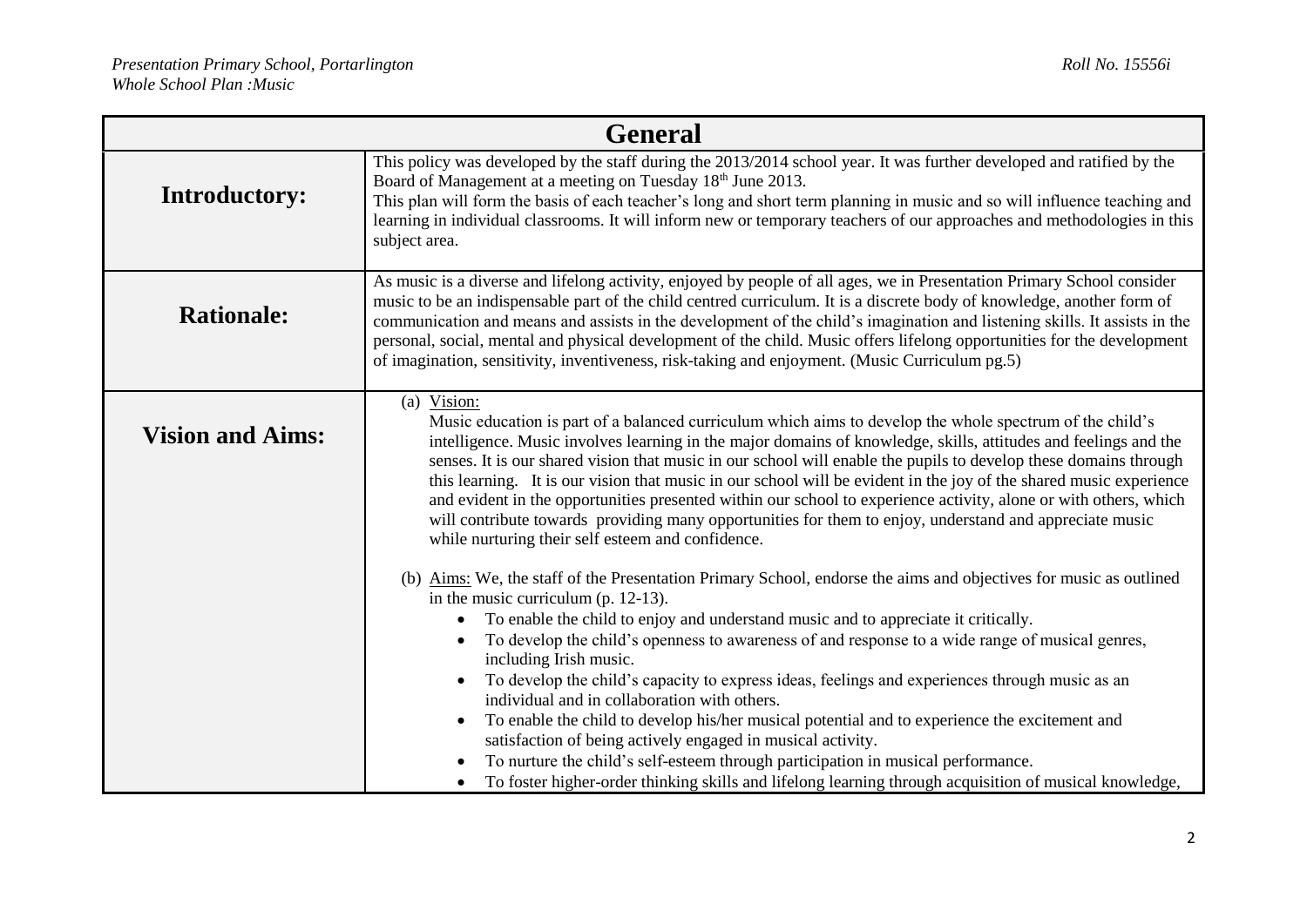| General | |
|---|---|
| **Introductory:** | This policy was developed by the staff during the 2013/2014 school year. It was further developed and ratified by the Board of Management at a meeting on Tuesday 18th June 2013.<br>This plan will form the basis of each teacher's long and short term planning in music and so will influence teaching and learning in individual classrooms. It will inform new or temporary teachers of our approaches and methodologies in this subject area. |
| **Rationale:** | As music is a diverse and lifelong activity, enjoyed by people of all ages, we in Presentation Primary School consider music to be an indispensable part of the child centred curriculum. It is a discrete body of knowledge, another form of communication and means and assists in the development of the child's imagination and listening skills. It assists in the personal, social, mental and physical development of the child. Music offers lifelong opportunities for the development of imagination, sensitivity, inventiveness, risk-taking and enjoyment. (Music Curriculum pg.5) |
| **Vision and Aims:** | (a) Vision:<br>Music education is part of a balanced curriculum which aims to develop the whole spectrum of the child's intelligence. Music involves learning in the major domains of knowledge, skills, attitudes and feelings and the senses. It is our shared vision that music in our school will enable the pupils to develop these domains through this learning. It is our vision that music in our school will be evident in the joy of the shared music experience and evident in the opportunities presented within our school to experience activity, alone or with others, which will contribute towards providing many opportunities for them to enjoy, understand and appreciate music while nurturing their self esteem and confidence.<br><br>(b) Aims: We, the staff of the Presentation Primary School, endorse the aims and objectives for music as outlined in the music curriculum (p. 12-13).<br>• To enable the child to enjoy and understand music and to appreciate it critically.<br>• To develop the child's openness to awareness of and response to a wide range of musical genres, including Irish music.<br>• To develop the child's capacity to express ideas, feelings and experiences through music as an individual and in collaboration with others.<br>• To enable the child to develop his/her musical potential and to experience the excitement and satisfaction of being actively engaged in musical activity.<br>• To nurture the child's self-esteem through participation in musical performance.<br>• To foster higher-order thinking skills and lifelong learning through acquisition of musical knowledge, |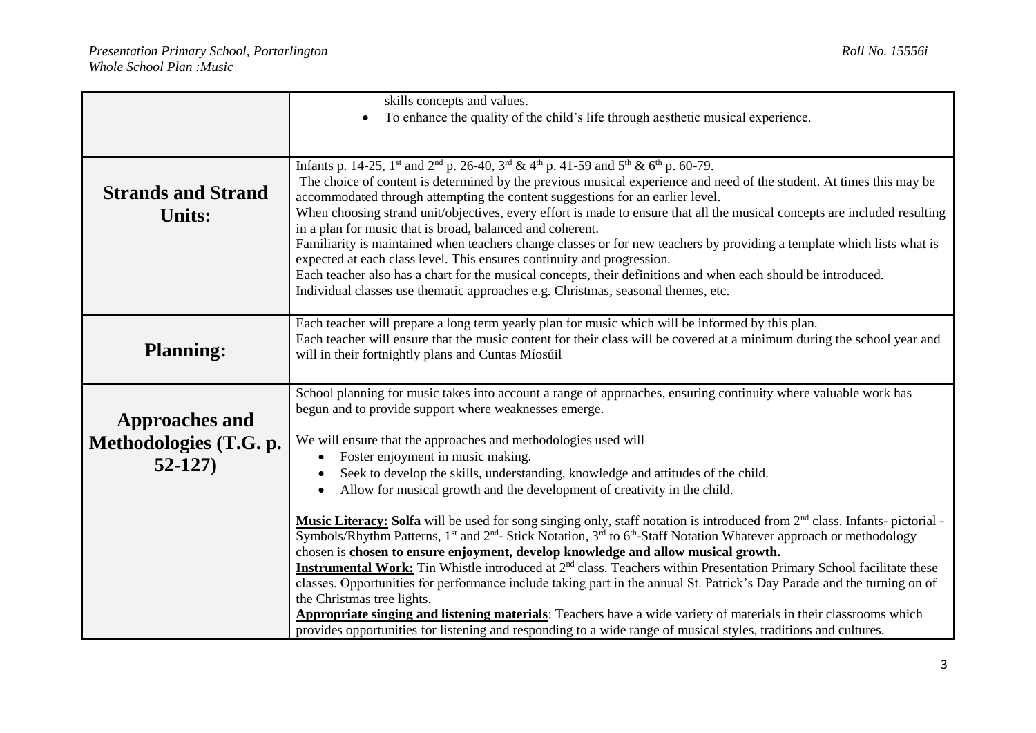| | |
|---|---|
| | skills concepts and values.<br>• To enhance the quality of the child's life through aesthetic musical experience. |
| **Strands and Strand Units:** | Infants p. 14-25, 1st and 2nd p. 26-40, 3rd & 4th p. 41-59 and 5th & 6th p. 60-79.<br>The choice of content is determined by the previous musical experience and need of the student. At times this may be accommodated through attempting the content suggestions for an earlier level.<br>When choosing strand unit/objectives, every effort is made to ensure that all the musical concepts are included resulting in a plan for music that is broad, balanced and coherent.<br>Familiarity is maintained when teachers change classes or for new teachers by providing a template which lists what is expected at each class level. This ensures continuity and progression.<br>Each teacher also has a chart for the musical concepts, their definitions and when each should be introduced.<br>Individual classes use thematic approaches e.g. Christmas, seasonal themes, etc. |
| **Planning:** | Each teacher will prepare a long term yearly plan for music which will be informed by this plan.<br>Each teacher will ensure that the music content for their class will be covered at a minimum during the school year and will in their fortnightly plans and Cuntas Míosúil |
| **Approaches and Methodologies (T.G. p. 52-127)** | School planning for music takes into account a range of approaches, ensuring continuity where valuable work has begun and to provide support where weaknesses emerge.<br><br>We will ensure that the approaches and methodologies used will<br>• Foster enjoyment in music making.<br>• Seek to develop the skills, understanding, knowledge and attitudes of the child.<br>• Allow for musical growth and the development of creativity in the child.<br><br>**Music Literacy: Solfa** will be used for song singing only, staff notation is introduced from 2nd class. Infants- pictorial - Symbols/Rhythm Patterns, 1st and 2nd- Stick Notation, 3rd to 6th-Staff Notation Whatever approach or methodology chosen is **chosen to ensure enjoyment, develop knowledge and allow musical growth.**<br>**Instrumental Work:** Tin Whistle introduced at 2nd class. Teachers within Presentation Primary School facilitate these classes. Opportunities for performance include taking part in the annual St. Patrick's Day Parade and the turning on of the Christmas tree lights.<br>**Appropriate singing and listening materials**: Teachers have a wide variety of materials in their classrooms which provides opportunities for listening and responding to a wide range of musical styles, traditions and cultures. |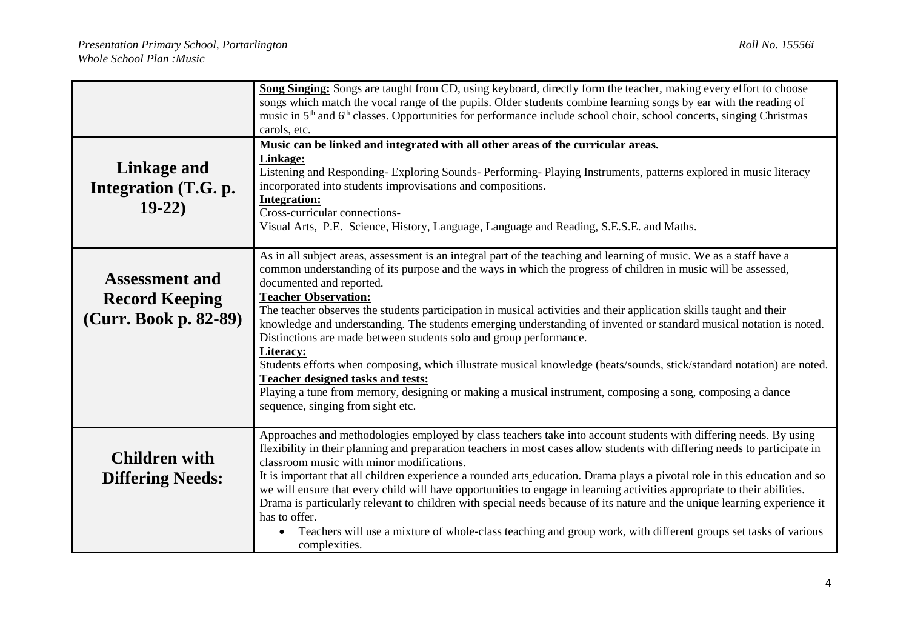| | |
|---|---|
| | **Song Singing:** Songs are taught from CD, using keyboard, directly form the teacher, making every effort to choose songs which match the vocal range of the pupils. Older students combine learning songs by ear with the reading of music in 5th and 6th classes. Opportunities for performance include school choir, school concerts, singing Christmas carols, etc. |
| **Linkage and Integration (T.G. p. 19-22)** | **Music can be linked and integrated with all other areas of the curricular areas.**<br>**Linkage:**<br>Listening and Responding- Exploring Sounds- Performing- Playing Instruments, patterns explored in music literacy incorporated into students improvisations and compositions.<br>**Integration:**<br>Cross-curricular connections-<br>Visual Arts, P.E. Science, History, Language, Language and Reading, S.E.S.E. and Maths. |
| **Assessment and Record Keeping (Curr. Book p. 82-89)** | As in all subject areas, assessment is an integral part of the teaching and learning of music. We as a staff have a common understanding of its purpose and the ways in which the progress of children in music will be assessed, documented and reported.<br>**Teacher Observation:**<br>The teacher observes the students participation in musical activities and their application skills taught and their knowledge and understanding. The students emerging understanding of invented or standard musical notation is noted. Distinctions are made between students solo and group performance.<br>**Literacy:**<br>Students efforts when composing, which illustrate musical knowledge (beats/sounds, stick/standard notation) are noted.<br>**Teacher designed tasks and tests:**<br>Playing a tune from memory, designing or making a musical instrument, composing a song, composing a dance sequence, singing from sight etc. |
| **Children with Differing Needs:** | Approaches and methodologies employed by class teachers take into account students with differing needs. By using flexibility in their planning and preparation teachers in most cases allow students with differing needs to participate in classroom music with minor modifications.<br>It is important that all children experience a rounded arts education. Drama plays a pivotal role in this education and so we will ensure that every child will have opportunities to engage in learning activities appropriate to their abilities. Drama is particularly relevant to children with special needs because of its nature and the unique learning experience it has to offer.<br>• Teachers will use a mixture of whole-class teaching and group work, with different groups set tasks of various complexities. |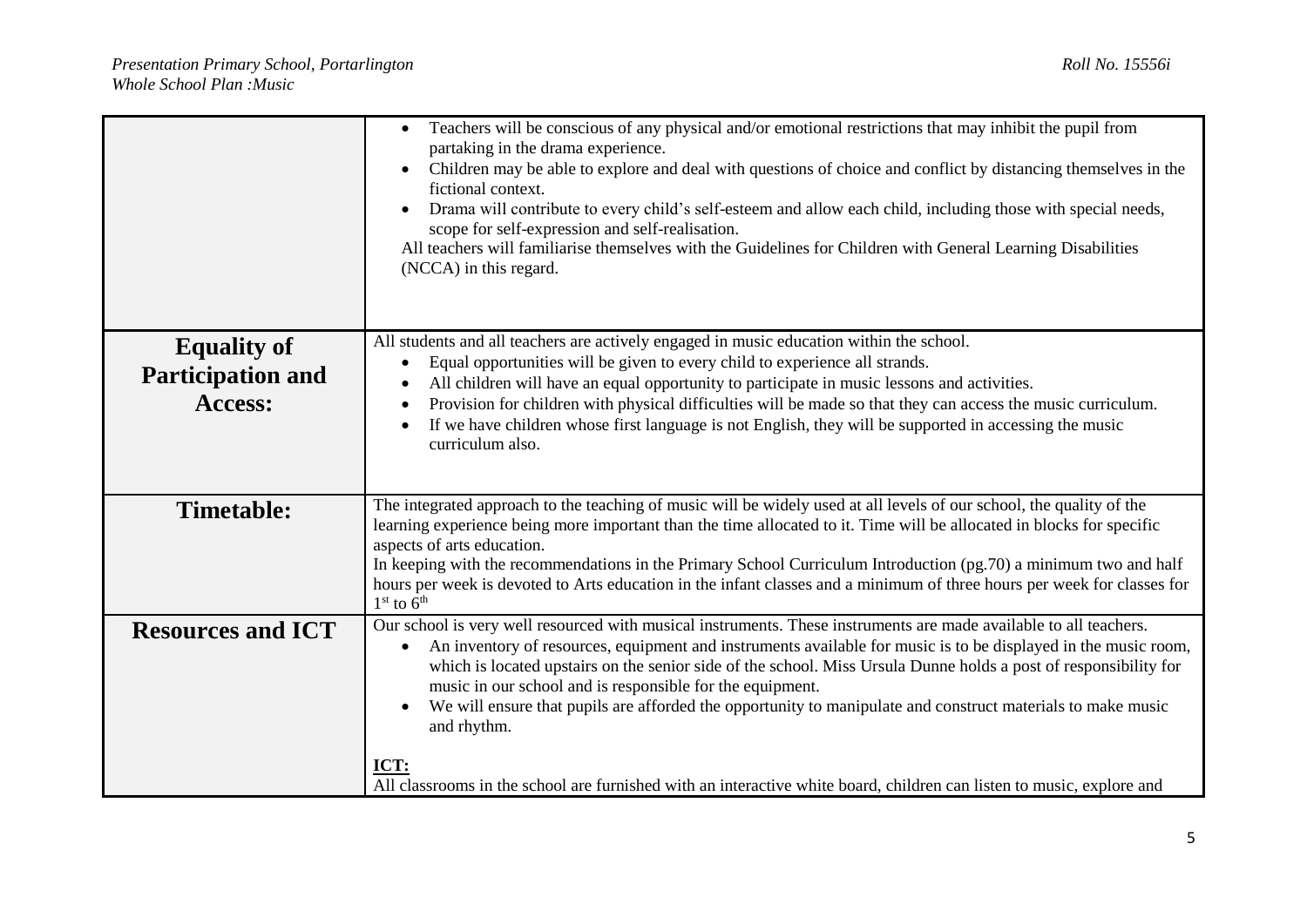| | |
|---|---|
| | • Teachers will be conscious of any physical and/or emotional restrictions that may inhibit the pupil from partaking in the drama experience.<br>• Children may be able to explore and deal with questions of choice and conflict by distancing themselves in the fictional context.<br>• Drama will contribute to every child's self-esteem and allow each child, including those with special needs, scope for self-expression and self-realisation.<br>All teachers will familiarise themselves with the Guidelines for Children with General Learning Disabilities (NCCA) in this regard. |
| **Equality of Participation and Access:** | All students and all teachers are actively engaged in music education within the school.<br>• Equal opportunities will be given to every child to experience all strands.<br>• All children will have an equal opportunity to participate in music lessons and activities.<br>• Provision for children with physical difficulties will be made so that they can access the music curriculum.<br>• If we have children whose first language is not English, they will be supported in accessing the music curriculum also. |
| **Timetable:** | The integrated approach to the teaching of music will be widely used at all levels of our school, the quality of the learning experience being more important than the time allocated to it. Time will be allocated in blocks for specific aspects of arts education.<br>In keeping with the recommendations in the Primary School Curriculum Introduction (pg.70) a minimum two and half hours per week is devoted to Arts education in the infant classes and a minimum of three hours per week for classes for 1st to 6th |
| **Resources and ICT** | Our school is very well resourced with musical instruments. These instruments are made available to all teachers.<br>• An inventory of resources, equipment and instruments available for music is to be displayed in the music room, which is located upstairs on the senior side of the school. Miss Ursula Dunne holds a post of responsibility for music in our school and is responsible for the equipment.<br>• We will ensure that pupils are afforded the opportunity to manipulate and construct materials to make music and rhythm.<br><br>**ICT:**<br>All classrooms in the school are furnished with an interactive white board, children can listen to music, explore and |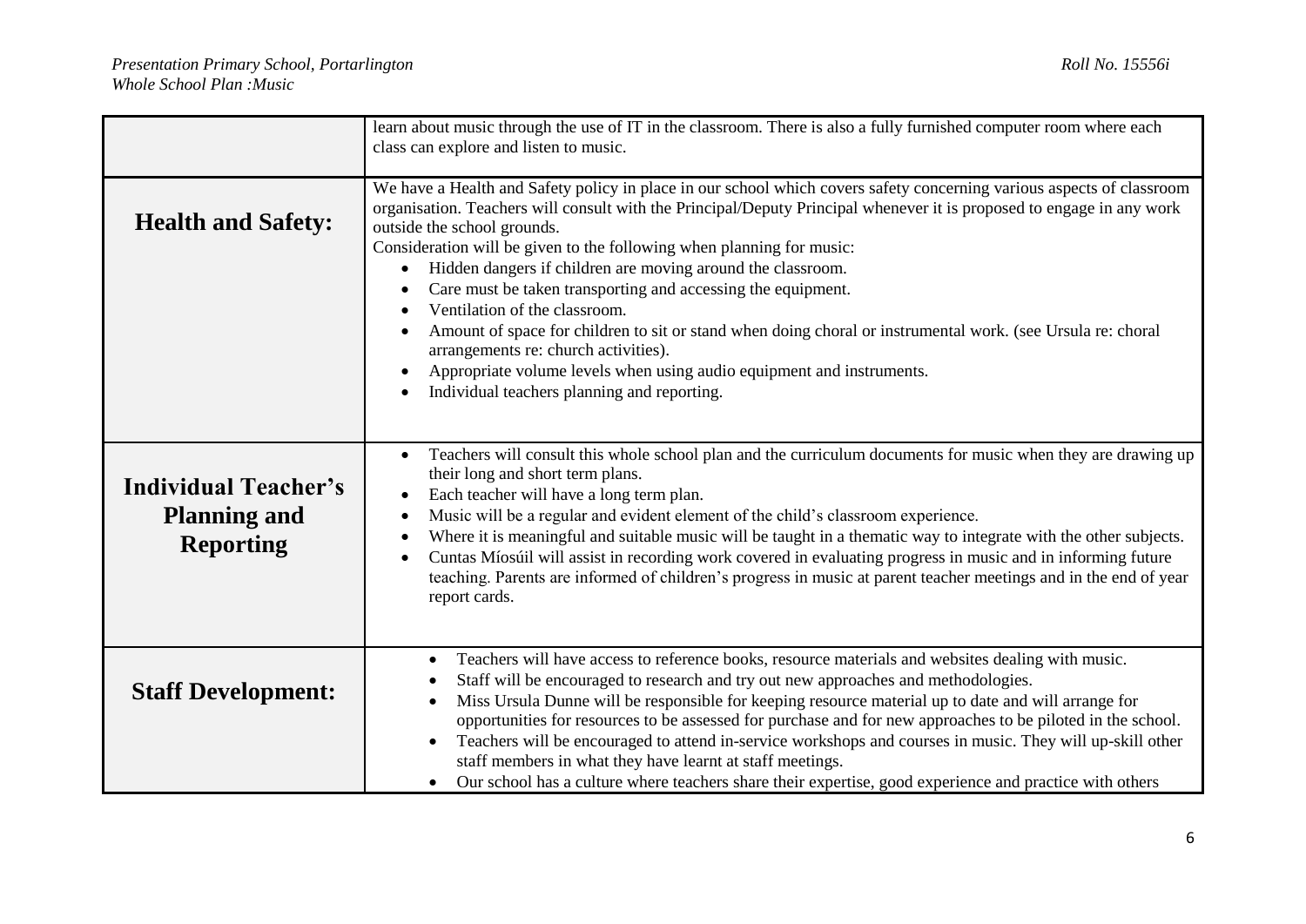| | |
|---|---|
| | learn about music through the use of IT in the classroom. There is also a fully furnished computer room where each class can explore and listen to music. |
| **Health and Safety:** | We have a Health and Safety policy in place in our school which covers safety concerning various aspects of classroom organisation. Teachers will consult with the Principal/Deputy Principal whenever it is proposed to engage in any work outside the school grounds.<br>Consideration will be given to the following when planning for music:<br>• Hidden dangers if children are moving around the classroom.<br>• Care must be taken transporting and accessing the equipment.<br>• Ventilation of the classroom.<br>• Amount of space for children to sit or stand when doing choral or instrumental work. (see Ursula re: choral arrangements re: church activities).<br>• Appropriate volume levels when using audio equipment and instruments.<br>• Individual teachers planning and reporting. |
| **Individual Teacher's Planning and Reporting** | • Teachers will consult this whole school plan and the curriculum documents for music when they are drawing up their long and short term plans.<br>• Each teacher will have a long term plan.<br>• Music will be a regular and evident element of the child's classroom experience.<br>• Where it is meaningful and suitable music will be taught in a thematic way to integrate with the other subjects.<br>• Cuntas Míosúil will assist in recording work covered in evaluating progress in music and in informing future teaching. Parents are informed of children's progress in music at parent teacher meetings and in the end of year report cards. |
| **Staff Development:** | • Teachers will have access to reference books, resource materials and websites dealing with music.<br>• Staff will be encouraged to research and try out new approaches and methodologies.<br>• Miss Ursula Dunne will be responsible for keeping resource material up to date and will arrange for opportunities for resources to be assessed for purchase and for new approaches to be piloted in the school.<br>• Teachers will be encouraged to attend in-service workshops and courses in music. They will up-skill other staff members in what they have learnt at staff meetings.<br>• Our school has a culture where teachers share their expertise, good experience and practice with others |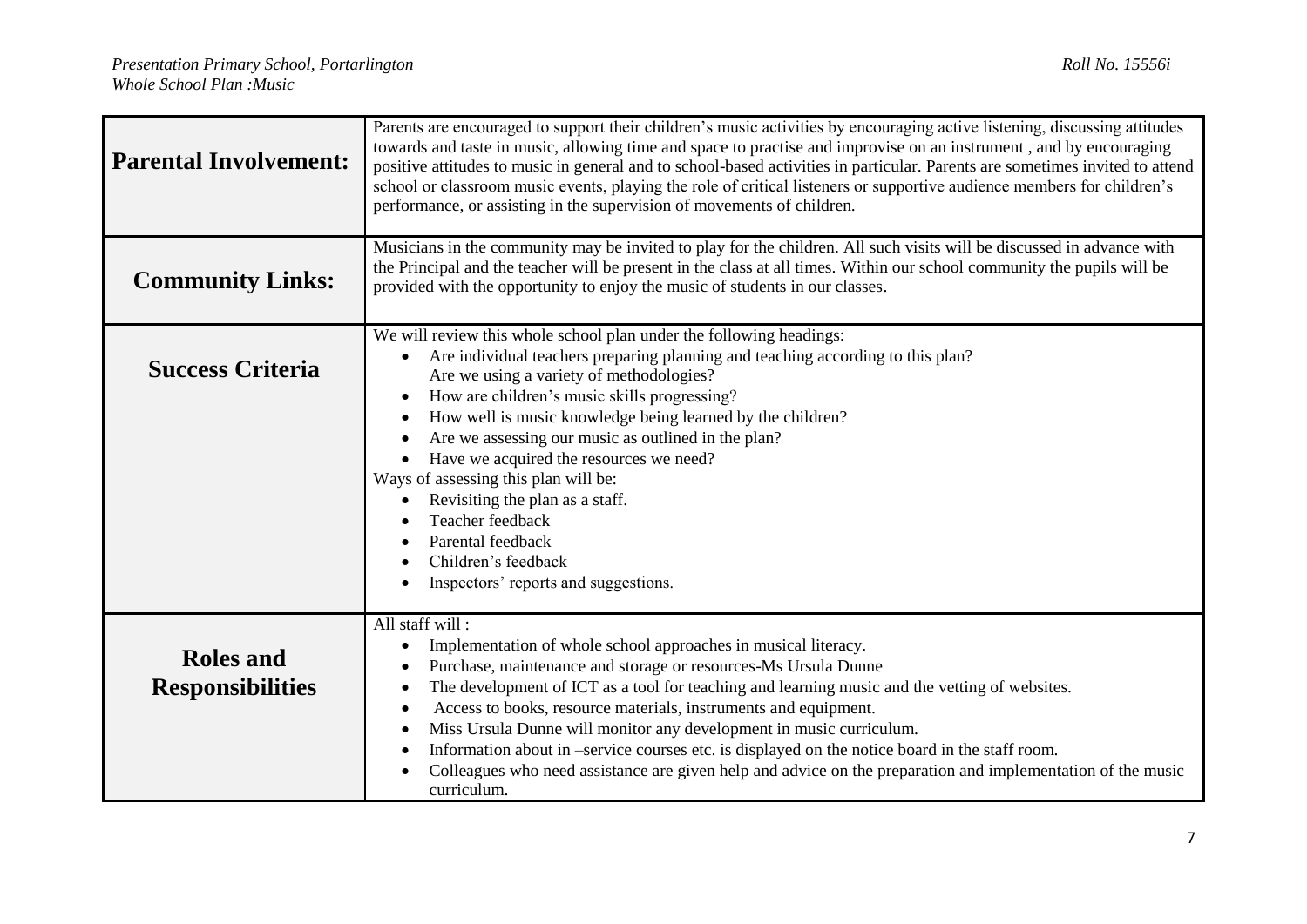| | |
|---|---|
| **Parental Involvement:** | Parents are encouraged to support their children's music activities by encouraging active listening, discussing attitudes towards and taste in music, allowing time and space to practise and improvise on an instrument , and by encouraging positive attitudes to music in general and to school-based activities in particular. Parents are sometimes invited to attend school or classroom music events, playing the role of critical listeners or supportive audience members for children's performance, or assisting in the supervision of movements of children. |
| **Community Links:** | Musicians in the community may be invited to play for the children. All such visits will be discussed in advance with the Principal and the teacher will be present in the class at all times. Within our school community the pupils will be provided with the opportunity to enjoy the music of students in our classes. |
| **Success Criteria** | We will review this whole school plan under the following headings:<br>• Are individual teachers preparing planning and teaching according to this plan? Are we using a variety of methodologies?<br>• How are children's music skills progressing?<br>• How well is music knowledge being learned by the children?<br>• Are we assessing our music as outlined in the plan?<br>• Have we acquired the resources we need?<br>Ways of assessing this plan will be:<br>• Revisiting the plan as a staff.<br>• Teacher feedback<br>• Parental feedback<br>• Children's feedback<br>• Inspectors' reports and suggestions. |
| **Roles and Responsibilities** | All staff will :<br>• Implementation of whole school approaches in musical literacy.<br>• Purchase, maintenance and storage or resources-Ms Ursula Dunne<br>• The development of ICT as a tool for teaching and learning music and the vetting of websites.<br>• Access to books, resource materials, instruments and equipment.<br>• Miss Ursula Dunne will monitor any development in music curriculum.<br>• Information about in –service courses etc. is displayed on the notice board in the staff room.<br>• Colleagues who need assistance are given help and advice on the preparation and implementation of the music curriculum. |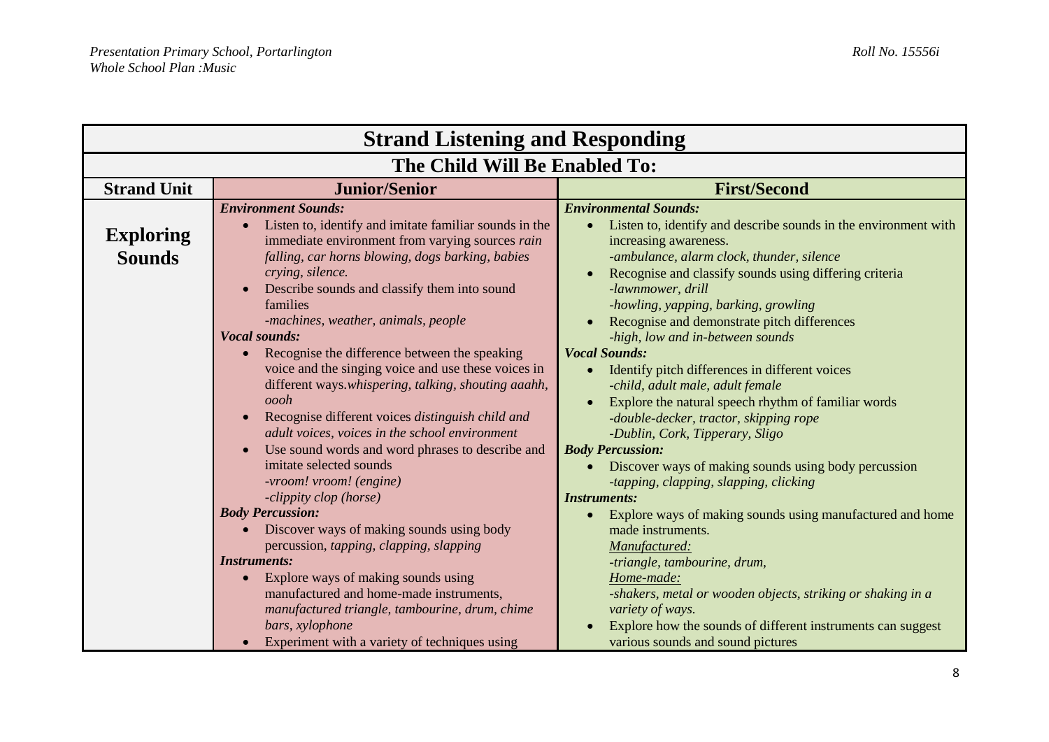| Strand Listening and Responding | | |
|---|---|---|
| **The Child Will Be Enabled To:** | | |
| **Strand Unit** | **Junior/Senior** | **First/Second** |
| **Exploring Sounds** | ***Environment Sounds:***<br>• Listen to, identify and imitate familiar sounds in the immediate environment from varying sources *rain falling, car horns blowing, dogs barking, babies crying, silence.*<br>• Describe sounds and classify them into sound families<br>*-machines, weather, animals, people*<br>***Vocal sounds:***<br>• Recognise the difference between the speaking voice and the singing voice and use these voices in different ways.*whispering, talking, shouting aaahh, oooh*<br>• Recognise different voices *distinguish child and adult voices, voices in the school environment*<br>• Use sound words and word phrases to describe and imitate selected sounds<br>*-vroom! vroom! (engine)*<br>*-clippity clop (horse)*<br>***Body Percussion:***<br>• Discover ways of making sounds using body percussion, *tapping, clapping, slapping*<br>***Instruments:***<br>• Explore ways of making sounds using manufactured and home-made instruments, *manufactured triangle, tambourine, drum, chime bars, xylophone*<br>• Experiment with a variety of techniques using | ***Environmental Sounds:***<br>• Listen to, identify and describe sounds in the environment with increasing awareness.<br>*-ambulance, alarm clock, thunder, silence*<br>• Recognise and classify sounds using differing criteria<br>*-lawnmower, drill*<br>*-howling, yapping, barking, growling*<br>• Recognise and demonstrate pitch differences<br>*-high, low and in-between sounds*<br>***Vocal Sounds:***<br>• Identify pitch differences in different voices<br>*-child, adult male, adult female*<br>• Explore the natural speech rhythm of familiar words<br>*-double-decker, tractor, skipping rope*<br>*-Dublin, Cork, Tipperary, Sligo*<br>***Body Percussion:***<br>• Discover ways of making sounds using body percussion<br>*-tapping, clapping, slapping, clicking*<br>***Instruments:***<br>• Explore ways of making sounds using manufactured and home made instruments.<br>*Manufactured:*<br>*-triangle, tambourine, drum,*<br>*Home-made:*<br>*-shakers, metal or wooden objects, striking or shaking in a variety of ways.*<br>• Explore how the sounds of different instruments can suggest various sounds and sound pictures |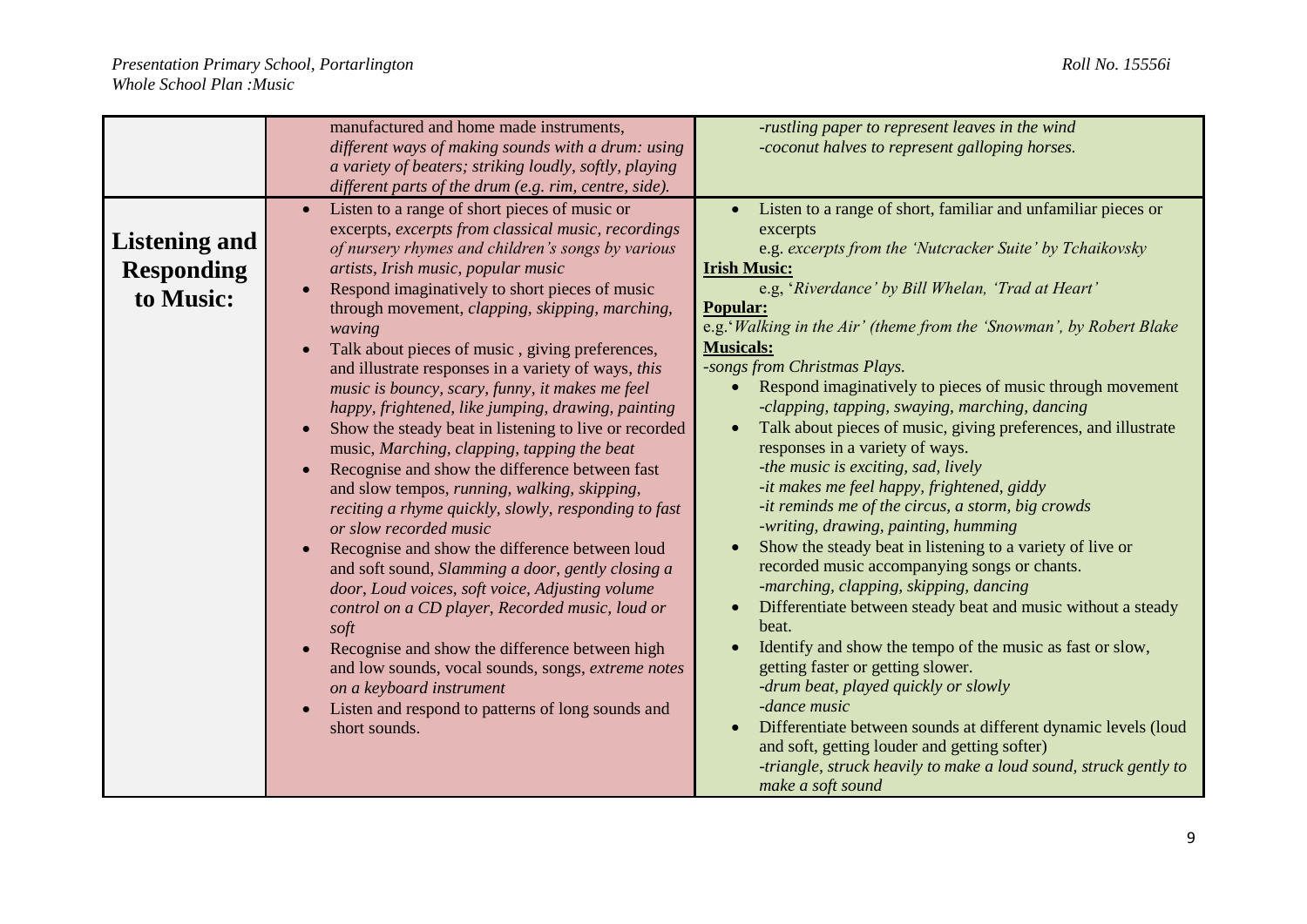| | | |
|---|---|---|
| | manufactured and home made instruments, *different ways of making sounds with a drum: using a variety of beaters; striking loudly, softly, playing different parts of the drum (e.g. rim, centre, side).* | *-rustling paper to represent leaves in the wind*<br>*-coconut halves to represent galloping horses.* |
| **Listening and Responding to Music:** | • Listen to a range of short pieces of music or excerpts, *excerpts from classical music, recordings of nursery rhymes and children's songs by various artists, Irish music, popular music*<br>• Respond imaginatively to short pieces of music through movement, *clapping, skipping, marching, waving*<br>• Talk about pieces of music , giving preferences, and illustrate responses in a variety of ways, *this music is bouncy, scary, funny, it makes me feel happy, frightened, like jumping, drawing, painting*<br>• Show the steady beat in listening to live or recorded music, *Marching, clapping, tapping the beat*<br>• Recognise and show the difference between fast and slow tempos, *running, walking, skipping, reciting a rhyme quickly, slowly, responding to fast or slow recorded music*<br>• Recognise and show the difference between loud and soft sound, *Slamming a door, gently closing a door, Loud voices, soft voice, Adjusting volume control on a CD player, Recorded music, loud or soft*<br>• Recognise and show the difference between high and low sounds, vocal sounds, songs, *extreme notes on a keyboard instrument*<br>• Listen and respond to patterns of long sounds and short sounds. | • Listen to a range of short, familiar and unfamiliar pieces or excerpts<br>e.g. *excerpts from the 'Nutcracker Suite' by Tchaikovsky*<br>**Irish Music:**<br>e.g, '*Riverdance' by Bill Whelan, 'Trad at Heart'*<br>**Popular:**<br>e.g.'*Walking in the Air' (theme from the 'Snowman', by Robert Blake*<br>**Musicals:**<br>*-songs from Christmas Plays.*<br>• Respond imaginatively to pieces of music through movement<br>*-clapping, tapping, swaying, marching, dancing*<br>• Talk about pieces of music, giving preferences, and illustrate responses in a variety of ways.<br>*-the music is exciting, sad, lively*<br>*-it makes me feel happy, frightened, giddy*<br>*-it reminds me of the circus, a storm, big crowds*<br>*-writing, drawing, painting, humming*<br>• Show the steady beat in listening to a variety of live or recorded music accompanying songs or chants.<br>*-marching, clapping, skipping, dancing*<br>• Differentiate between steady beat and music without a steady beat.<br>• Identify and show the tempo of the music as fast or slow, getting faster or getting slower.<br>*-drum beat, played quickly or slowly*<br>*-dance music*<br>• Differentiate between sounds at different dynamic levels (loud and soft, getting louder and getting softer)<br>*-triangle, struck heavily to make a loud sound, struck gently to make a soft sound* |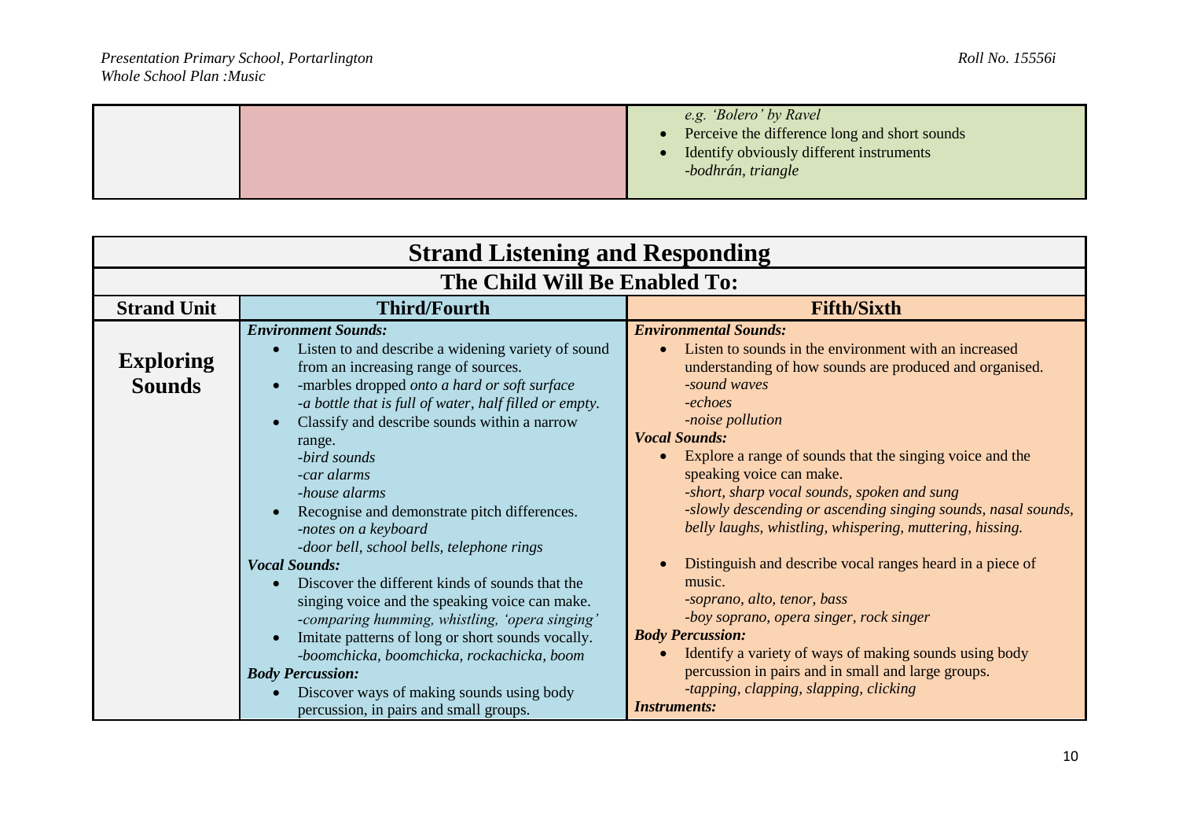| | | |
|---|---|---|
| | | *e.g. 'Bolero' by Ravel*<br>• Perceive the difference long and short sounds<br>• Identify obviously different instruments<br>*-bodhrán, triangle* |

| **Strand Listening and Responding** | | |
|---|---|---|
| **The Child Will Be Enabled To:** | | |
| **Strand Unit** | **Third/Fourth** | **Fifth/Sixth** |
| **Exploring Sounds** | ***Environment Sounds:***<br>• Listen to and describe a widening variety of sound from an increasing range of sources.<br>• -marbles dropped *onto a hard or soft surface*<br>*-a bottle that is full of water, half filled or empty.*<br>• Classify and describe sounds within a narrow range.<br>*-bird sounds*<br>*-car alarms*<br>*-house alarms*<br>• Recognise and demonstrate pitch differences.<br>*-notes on a keyboard*<br>*-door bell, school bells, telephone rings*<br>***Vocal Sounds:***<br>• Discover the different kinds of sounds that the singing voice and the speaking voice can make.<br>*-comparing humming, whistling, 'opera singing'*<br>• Imitate patterns of long or short sounds vocally.<br>*-boomchicka, boomchicka, rockachicka, boom*<br>***Body Percussion:***<br>• Discover ways of making sounds using body percussion, in pairs and small groups. | ***Environmental Sounds:***<br>• Listen to sounds in the environment with an increased understanding of how sounds are produced and organised.<br>*-sound waves*<br>*-echoes*<br>*-noise pollution*<br>***Vocal Sounds:***<br>• Explore a range of sounds that the singing voice and the speaking voice can make.<br>*-short, sharp vocal sounds, spoken and sung*<br>*-slowly descending or ascending singing sounds, nasal sounds, belly laughs, whistling, whispering, muttering, hissing.*<br>• Distinguish and describe vocal ranges heard in a piece of music.<br>*-soprano, alto, tenor, bass*<br>*-boy soprano, opera singer, rock singer*<br>***Body Percussion:***<br>• Identify a variety of ways of making sounds using body percussion in pairs and in small and large groups.<br>*-tapping, clapping, slapping, clicking*<br>***Instruments:*** |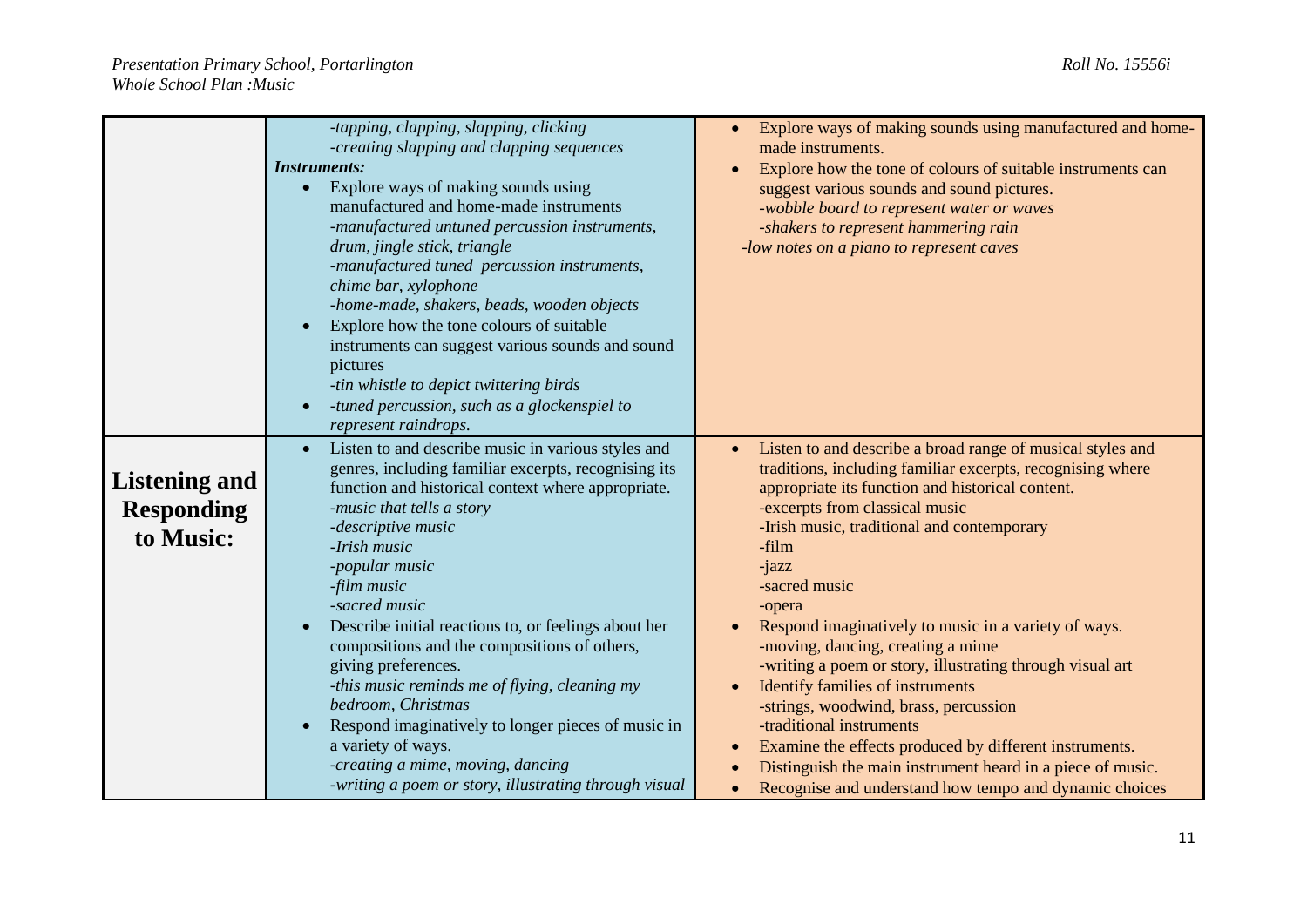| | | |
|---|---|---|
| | *-tapping, clapping, slapping, clicking*<br>*-creating slapping and clapping sequences*<br>***Instruments:***<br>• Explore ways of making sounds using manufactured and home-made instruments<br>*-manufactured untuned percussion instruments, drum, jingle stick, triangle*<br>*-manufactured tuned percussion instruments, chime bar, xylophone*<br>*-home-made, shakers, beads, wooden objects*<br>• Explore how the tone colours of suitable instruments can suggest various sounds and sound pictures<br>*-tin whistle to depict twittering birds*<br>• *-tuned percussion, such as a glockenspiel to represent raindrops.* | • Explore ways of making sounds using manufactured and home-made instruments.<br>• Explore how the tone of colours of suitable instruments can suggest various sounds and sound pictures.<br>*-wobble board to represent water or waves*<br>*-shakers to represent hammering rain*<br>*-low notes on a piano to represent caves* |
| **Listening and Responding to Music:** | • Listen to and describe music in various styles and genres, including familiar excerpts, recognising its function and historical context where appropriate.<br>*-music that tells a story*<br>*-descriptive music*<br>*-Irish music*<br>*-popular music*<br>*-film music*<br>*-sacred music*<br>• Describe initial reactions to, or feelings about her compositions and the compositions of others, giving preferences.<br>*-this music reminds me of flying, cleaning my bedroom, Christmas*<br>• Respond imaginatively to longer pieces of music in a variety of ways.<br>*-creating a mime, moving, dancing*<br>*-writing a poem or story, illustrating through visual* | • Listen to and describe a broad range of musical styles and traditions, including familiar excerpts, recognising where appropriate its function and historical content.<br>-excerpts from classical music<br>-Irish music, traditional and contemporary<br>-film<br>-jazz<br>-sacred music<br>-opera<br>• Respond imaginatively to music in a variety of ways.<br>-moving, dancing, creating a mime<br>-writing a poem or story, illustrating through visual art<br>• Identify families of instruments<br>-strings, woodwind, brass, percussion<br>-traditional instruments<br>• Examine the effects produced by different instruments.<br>• Distinguish the main instrument heard in a piece of music.<br>• Recognise and understand how tempo and dynamic choices |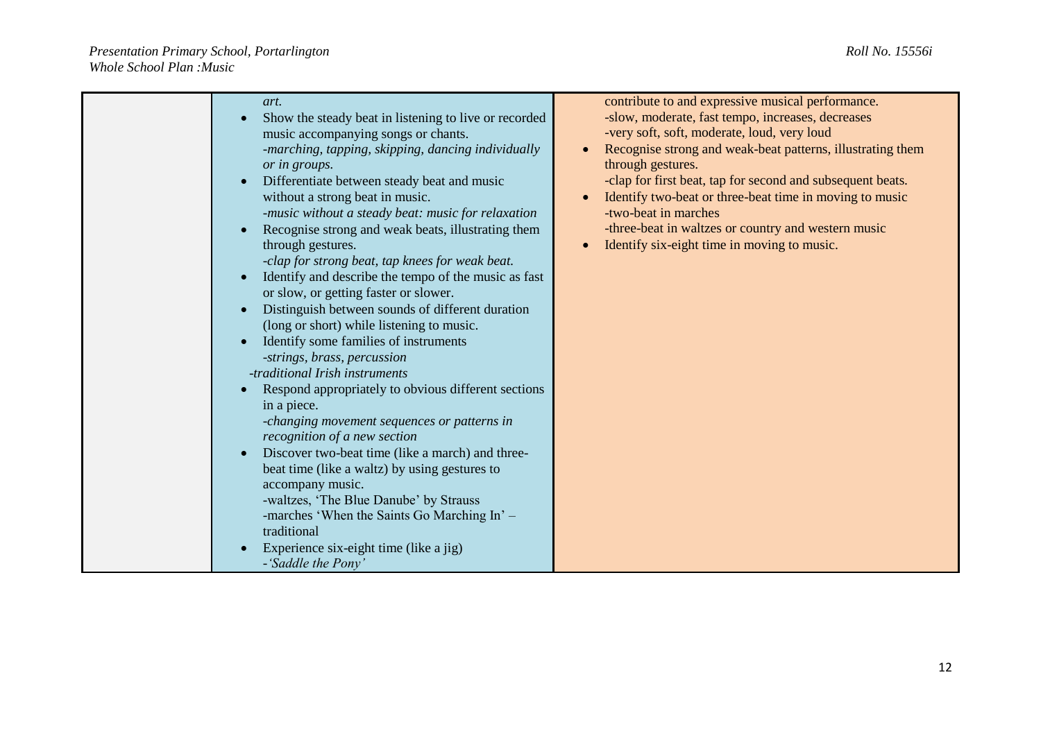| | | |
|---|---|---|
| | *art.*<br>• Show the steady beat in listening to live or recorded music accompanying songs or chants.<br>*-marching, tapping, skipping, dancing individually or in groups.*<br>• Differentiate between steady beat and music without a strong beat in music.<br>*-music without a steady beat: music for relaxation*<br>• Recognise strong and weak beats, illustrating them through gestures.<br>*-clap for strong beat, tap knees for weak beat.*<br>• Identify and describe the tempo of the music as fast or slow, or getting faster or slower.<br>• Distinguish between sounds of different duration (long or short) while listening to music.<br>• Identify some families of instruments<br>*-strings, brass, percussion*<br>*-traditional Irish instruments*<br>• Respond appropriately to obvious different sections in a piece.<br>*-changing movement sequences or patterns in recognition of a new section*<br>• Discover two-beat time (like a march) and three-beat time (like a waltz) by using gestures to accompany music.<br>-waltzes, 'The Blue Danube' by Strauss<br>-marches 'When the Saints Go Marching In' – traditional<br>• Experience six-eight time (like a jig)<br>*-'Saddle the Pony'* | contribute to and expressive musical performance.<br>-slow, moderate, fast tempo, increases, decreases<br>-very soft, soft, moderate, loud, very loud<br>• Recognise strong and weak-beat patterns, illustrating them through gestures.<br>-clap for first beat, tap for second and subsequent beats.<br>• Identify two-beat or three-beat time in moving to music<br>-two-beat in marches<br>-three-beat in waltzes or country and western music<br>• Identify six-eight time in moving to music. |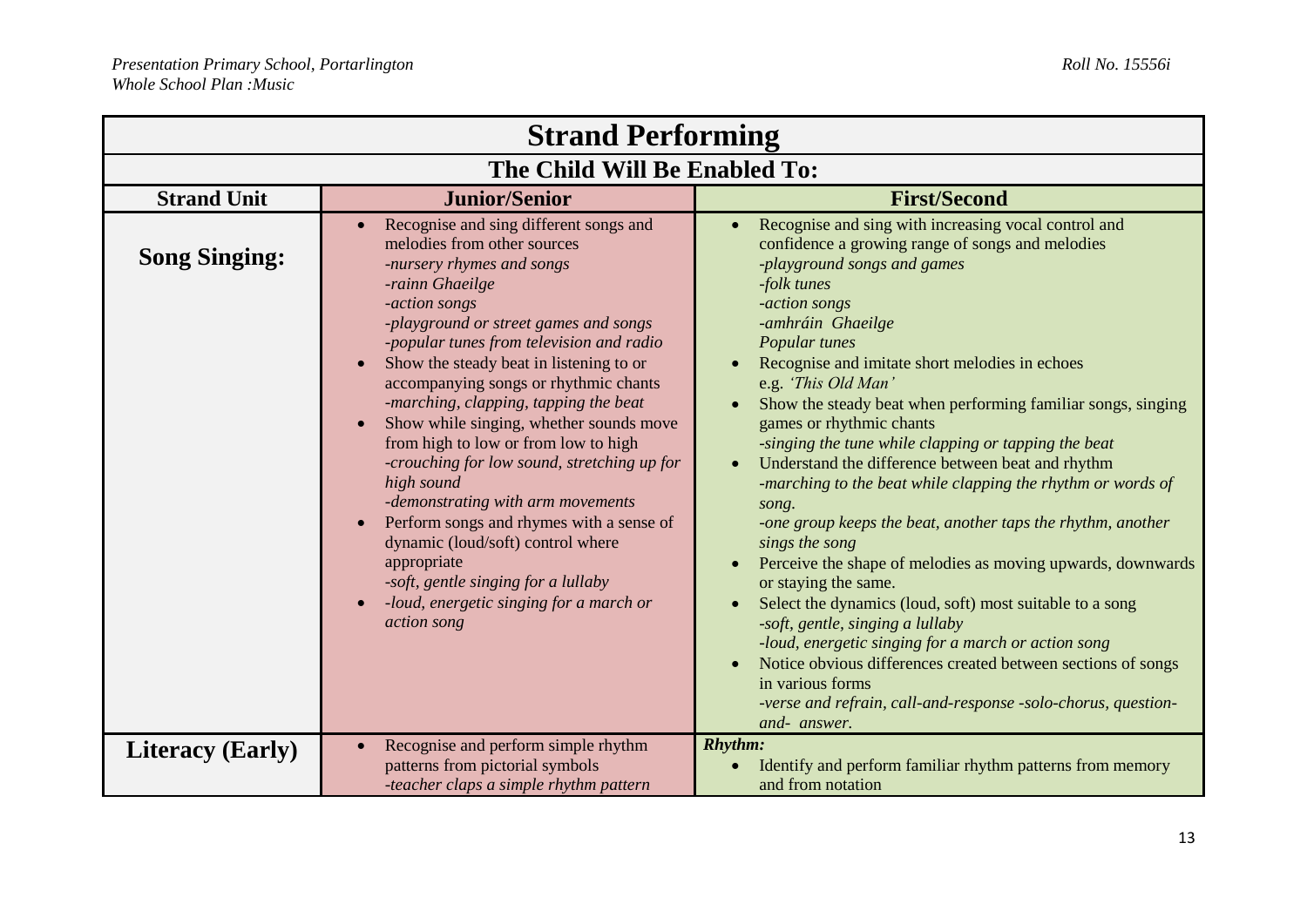| Strand Performing | | |
|---|---|---|
| **The Child Will Be Enabled To:** | | |
| **Strand Unit** | **Junior/Senior** | **First/Second** |
| **Song Singing:** | • Recognise and sing different songs and melodies from other sources<br>*-nursery rhymes and songs*<br>*-rainn Ghaeilge*<br>*-action songs*<br>*-playground or street games and songs*<br>*-popular tunes from television and radio*<br>• Show the steady beat in listening to or accompanying songs or rhythmic chants<br>*-marching, clapping, tapping the beat*<br>• Show while singing, whether sounds move from high to low or from low to high<br>*-crouching for low sound, stretching up for high sound*<br>*-demonstrating with arm movements*<br>• Perform songs and rhymes with a sense of dynamic (loud/soft) control where appropriate<br>*-soft, gentle singing for a lullaby*<br>• *-loud, energetic singing for a march or action song* | • Recognise and sing with increasing vocal control and confidence a growing range of songs and melodies<br>*-playground songs and games*<br>*-folk tunes*<br>*-action songs*<br>*-amhráin Ghaeilge*<br>*Popular tunes*<br>• Recognise and imitate short melodies in echoes e.g. *'This Old Man'*<br>• Show the steady beat when performing familiar songs, singing games or rhythmic chants<br>*-singing the tune while clapping or tapping the beat*<br>• Understand the difference between beat and rhythm<br>*-marching to the beat while clapping the rhythm or words of song.*<br>*-one group keeps the beat, another taps the rhythm, another sings the song*<br>• Perceive the shape of melodies as moving upwards, downwards or staying the same.<br>• Select the dynamics (loud, soft) most suitable to a song<br>*-soft, gentle, singing a lullaby*<br>*-loud, energetic singing for a march or action song*<br>• Notice obvious differences created between sections of songs in various forms<br>*-verse and refrain, call-and-response -solo-chorus, question-and- answer.* |
| **Literacy (Early)** | • Recognise and perform simple rhythm patterns from pictorial symbols<br>*-teacher claps a simple rhythm pattern* | ***Rhythm:***<br>• Identify and perform familiar rhythm patterns from memory and from notation |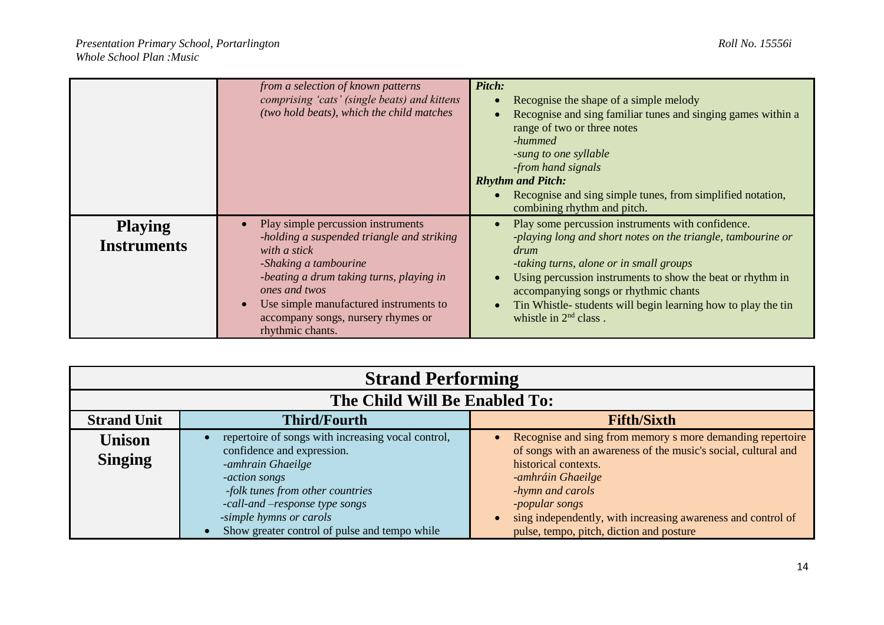| | | |
|---|---|---|
| | *from a selection of known patterns comprising 'cats' (single beats) and kittens (two hold beats), which the child matches* | ***Pitch:***<br>• Recognise the shape of a simple melody<br>• Recognise and sing familiar tunes and singing games within a range of two or three notes<br>*-hummed*<br>*-sung to one syllable*<br>*-from hand signals*<br>***Rhythm and Pitch:***<br>• Recognise and sing simple tunes, from simplified notation, combining rhythm and pitch. |
| **Playing Instruments** | • Play simple percussion instruments<br>*-holding a suspended triangle and striking with a stick*<br>*-Shaking a tambourine*<br>*-beating a drum taking turns, playing in ones and twos*<br>• Use simple manufactured instruments to accompany songs, nursery rhymes or rhythmic chants. | • Play some percussion instruments with confidence.<br>*-playing long and short notes on the triangle, tambourine or drum*<br>*-taking turns, alone or in small groups*<br>• Using percussion instruments to show the beat or rhythm in accompanying songs or rhythmic chants<br>• Tin Whistle- students will begin learning how to play the tin whistle in 2nd class . |

| **Strand Performing** | | |
|---|---|---|
| **The Child Will Be Enabled To:** | | |
| **Strand Unit** | **Third/Fourth** | **Fifth/Sixth** |
| **Unison Singing** | • repertoire of songs with increasing vocal control, confidence and expression.<br>*-amhrain Ghaeilge*<br>*-action songs*<br>*-folk tunes from other countries*<br>*-call-and –response type songs*<br>*-simple hymns or carols*<br>• Show greater control of pulse and tempo while | • Recognise and sing from memory s more demanding repertoire of songs with an awareness of the music's social, cultural and historical contexts.<br>*-amhráin Ghaeilge*<br>*-hymn and carols*<br>*-popular songs*<br>• sing independently, with increasing awareness and control of pulse, tempo, pitch, diction and posture |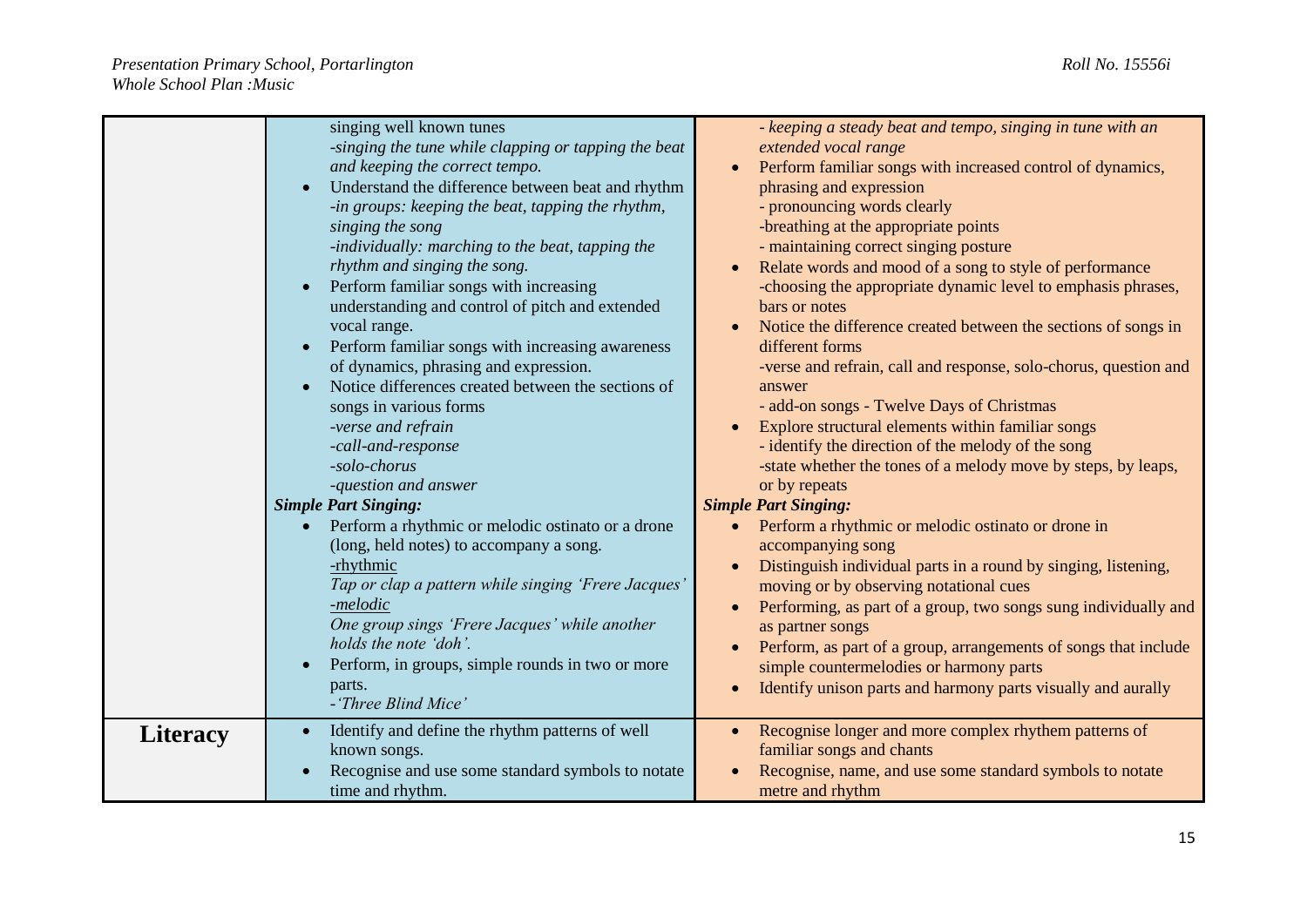| | | |
|---|---|---|
| | singing well known tunes<br>*-singing the tune while clapping or tapping the beat and keeping the correct tempo.*<br>• Understand the difference between beat and rhythm<br>*-in groups: keeping the beat, tapping the rhythm, singing the song*<br>*-individually: marching to the beat, tapping the rhythm and singing the song.*<br>• Perform familiar songs with increasing understanding and control of pitch and extended vocal range.<br>• Perform familiar songs with increasing awareness of dynamics, phrasing and expression.<br>• Notice differences created between the sections of songs in various forms<br>*-verse and refrain*<br>*-call-and-response*<br>*-solo-chorus*<br>*-question and answer*<br>***Simple Part Singing:***<br>• Perform a rhythmic or melodic ostinato or a drone (long, held notes) to accompany a song.<br><u>-rhythmic</u><br>*Tap or clap a pattern while singing 'Frere Jacques'*<br><u>*-melodic*</u><br>*One group sings 'Frere Jacques' while another holds the note 'doh'.*<br>• Perform, in groups, simple rounds in two or more parts.<br>*-'Three Blind Mice'* | *- keeping a steady beat and tempo, singing in tune with an extended vocal range*<br>• Perform familiar songs with increased control of dynamics, phrasing and expression<br>- pronouncing words clearly<br>-breathing at the appropriate points<br>- maintaining correct singing posture<br>• Relate words and mood of a song to style of performance<br>-choosing the appropriate dynamic level to emphasis phrases, bars or notes<br>• Notice the difference created between the sections of songs in different forms<br>-verse and refrain, call and response, solo-chorus, question and answer<br>- add-on songs - Twelve Days of Christmas<br>• Explore structural elements within familiar songs<br>- identify the direction of the melody of the song<br>-state whether the tones of a melody move by steps, by leaps, or by repeats<br>***Simple Part Singing:***<br>• Perform a rhythmic or melodic ostinato or drone in accompanying song<br>• Distinguish individual parts in a round by singing, listening, moving or by observing notational cues<br>• Performing, as part of a group, two songs sung individually and as partner songs<br>• Perform, as part of a group, arrangements of songs that include simple countermelodies or harmony parts<br>• Identify unison parts and harmony parts visually and aurally |
| **Literacy** | • Identify and define the rhythm patterns of well known songs.<br>• Recognise and use some standard symbols to notate time and rhythm. | • Recognise longer and more complex rhythem patterns of familiar songs and chants<br>• Recognise, name, and use some standard symbols to notate metre and rhythm |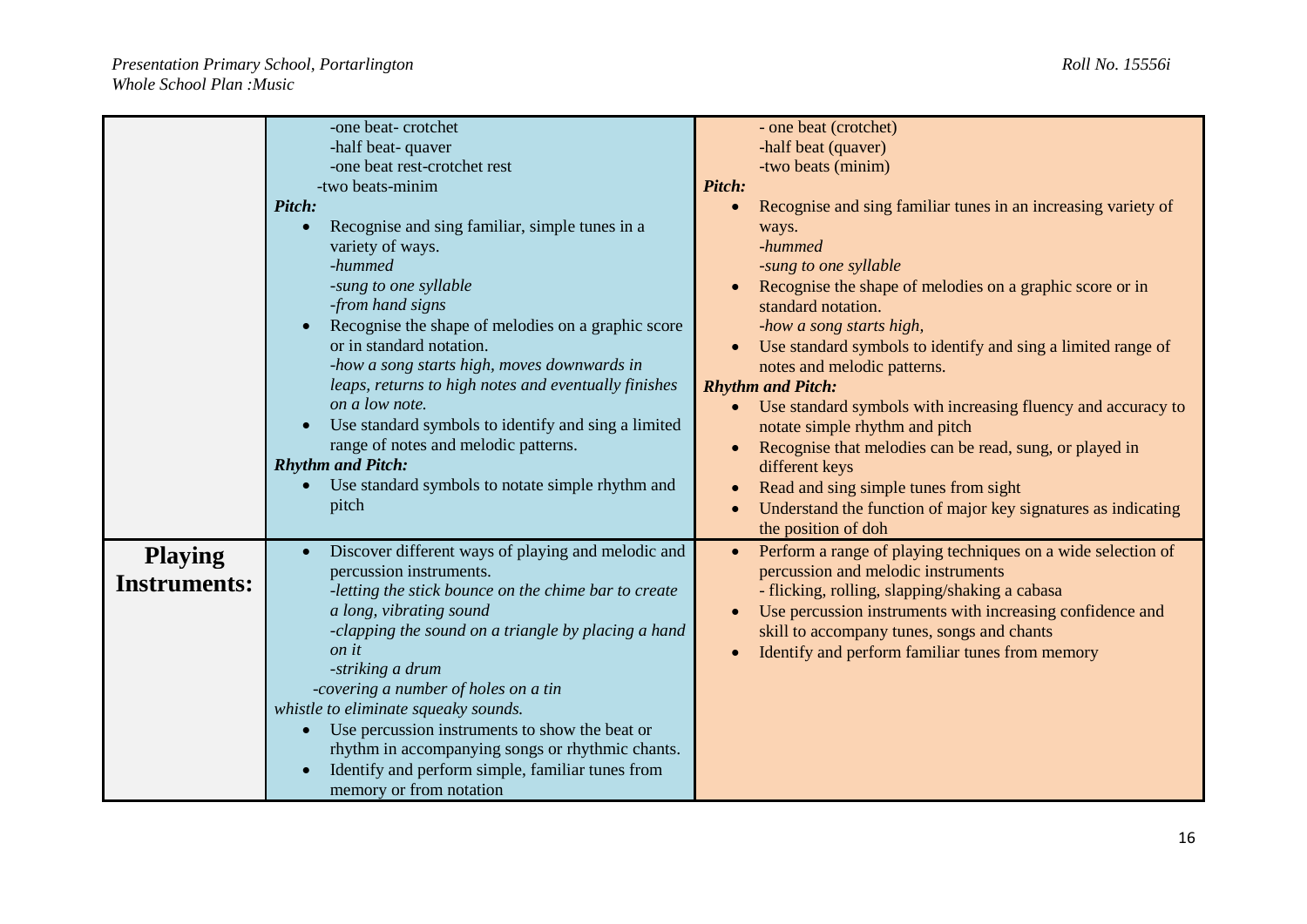| | | |
|---|---|---|
| | -one beat- crotchet<br>-half beat- quaver<br>-one beat rest-crotchet rest<br>-two beats-minim<br>***Pitch:***<br>• Recognise and sing familiar, simple tunes in a variety of ways.<br>*-hummed*<br>*-sung to one syllable*<br>*-from hand signs*<br>• Recognise the shape of melodies on a graphic score or in standard notation.<br>*-how a song starts high, moves downwards in leaps, returns to high notes and eventually finishes on a low note.*<br>• Use standard symbols to identify and sing a limited range of notes and melodic patterns.<br>***Rhythm and Pitch:***<br>• Use standard symbols to notate simple rhythm and pitch | - one beat (crotchet)<br>-half beat (quaver)<br>-two beats (minim)<br>***Pitch:***<br>• Recognise and sing familiar tunes in an increasing variety of ways.<br>*-hummed*<br>*-sung to one syllable*<br>• Recognise the shape of melodies on a graphic score or in standard notation.<br>*-how a song starts high,*<br>• Use standard symbols to identify and sing a limited range of notes and melodic patterns.<br>***Rhythm and Pitch:***<br>• Use standard symbols with increasing fluency and accuracy to notate simple rhythm and pitch<br>• Recognise that melodies can be read, sung, or played in different keys<br>• Read and sing simple tunes from sight<br>• Understand the function of major key signatures as indicating the position of doh |
| **Playing Instruments:** | • Discover different ways of playing and melodic and percussion instruments.<br>*-letting the stick bounce on the chime bar to create a long, vibrating sound*<br>*-clapping the sound on a triangle by placing a hand on it*<br>*-striking a drum*<br>*-covering a number of holes on a tin whistle to eliminate squeaky sounds.*<br>• Use percussion instruments to show the beat or rhythm in accompanying songs or rhythmic chants.<br>• Identify and perform simple, familiar tunes from memory or from notation | • Perform a range of playing techniques on a wide selection of percussion and melodic instruments<br>- flicking, rolling, slapping/shaking a cabasa<br>• Use percussion instruments with increasing confidence and skill to accompany tunes, songs and chants<br>• Identify and perform familiar tunes from memory |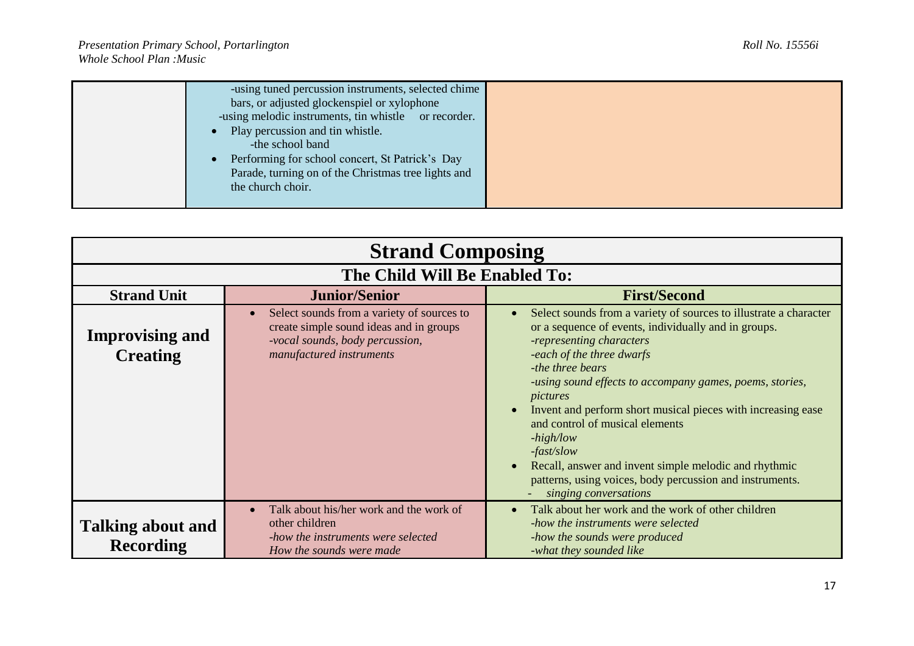| | | |
|---|---|---|
| | -using tuned percussion instruments, selected chime bars, or adjusted glockenspiel or xylophone<br>-using melodic instruments, tin whistle or recorder.<br>• Play percussion and tin whistle.<br>-the school band<br>• Performing for school concert, St Patrick's Day Parade, turning on of the Christmas tree lights and the church choir. | |

| **Strand Composing** | | |
|---|---|---|
| **The Child Will Be Enabled To:** | | |
| **Strand Unit** | **Junior/Senior** | **First/Second** |
| **Improvising and Creating** | • Select sounds from a variety of sources to create simple sound ideas and in groups<br>*-vocal sounds, body percussion, manufactured instruments* | • Select sounds from a variety of sources to illustrate a character or a sequence of events, individually and in groups.<br>*-representing characters*<br>*-each of the three dwarfs*<br>*-the three bears*<br>*-using sound effects to accompany games, poems, stories, pictures*<br>• Invent and perform short musical pieces with increasing ease and control of musical elements<br>*-high/low*<br>*-fast/slow*<br>• Recall, answer and invent simple melodic and rhythmic patterns, using voices, body percussion and instruments.<br>- *singing conversations* |
| **Talking about and Recording** | • Talk about his/her work and the work of other children<br>*-how the instruments were selected*<br>*How the sounds were made* | • Talk about her work and the work of other children<br>*-how the instruments were selected*<br>*-how the sounds were produced*<br>*-what they sounded like* |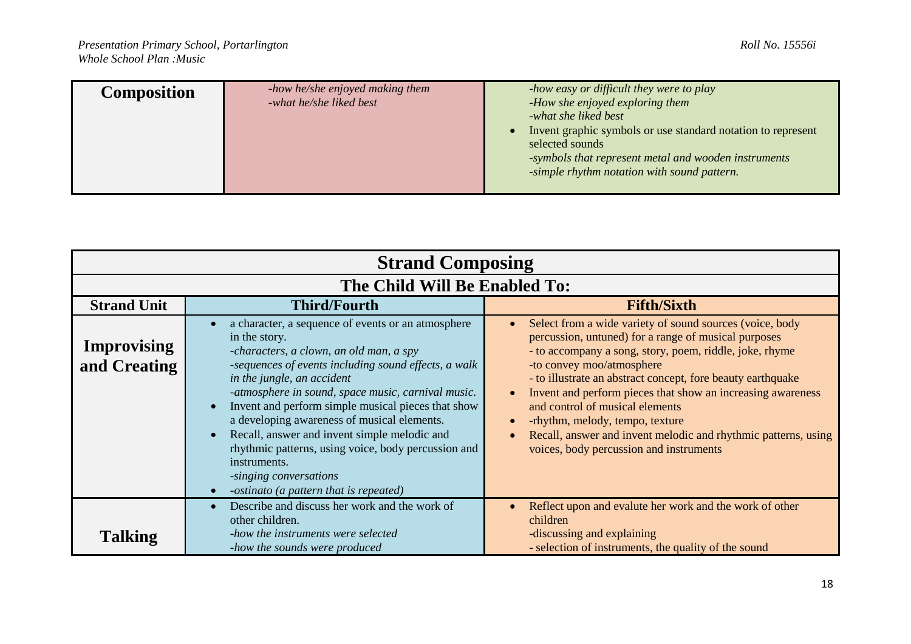| Composition | -how he/she enjoyed making them<br>-what he/she liked best | -how easy or difficult they were to play<br>-How she enjoyed exploring them<br>-what she liked best<br>• Invent graphic symbols or use standard notation to represent selected sounds<br>-symbols that represent metal and wooden instruments<br>-simple rhythm notation with sound pattern. |
|---|---|---|

| Strand Composing | | |
|---|---|---|
| **The Child Will Be Enabled To:** | | |
| **Strand Unit** | **Third/Fourth** | **Fifth/Sixth** |
| **Improvising and Creating** | • a character, a sequence of events or an atmosphere in the story.<br>*-characters, a clown, an old man, a spy*<br>*-sequences of events including sound effects, a walk in the jungle, an accident*<br>*-atmosphere in sound, space music, carnival music.*<br>• Invent and perform simple musical pieces that show a developing awareness of musical elements.<br>• Recall, answer and invent simple melodic and rhythmic patterns, using voice, body percussion and instruments.<br>*-singing conversations*<br>• *-ostinato (a pattern that is repeated)* | • Select from a wide variety of sound sources (voice, body percussion, untuned) for a range of musical purposes<br>- to accompany a song, story, poem, riddle, joke, rhyme<br>-to convey moo/atmosphere<br>- to illustrate an abstract concept, fore beauty earthquake<br>• Invent and perform pieces that show an increasing awareness and control of musical elements<br>• -rhythm, melody, tempo, texture<br>• Recall, answer and invent melodic and rhythmic patterns, using voices, body percussion and instruments |
| **Talking** | • Describe and discuss her work and the work of other children.<br>*-how the instruments were selected*<br>*-how the sounds were produced* | • Reflect upon and evalute her work and the work of other children<br>-discussing and explaining<br>- selection of instruments, the quality of the sound |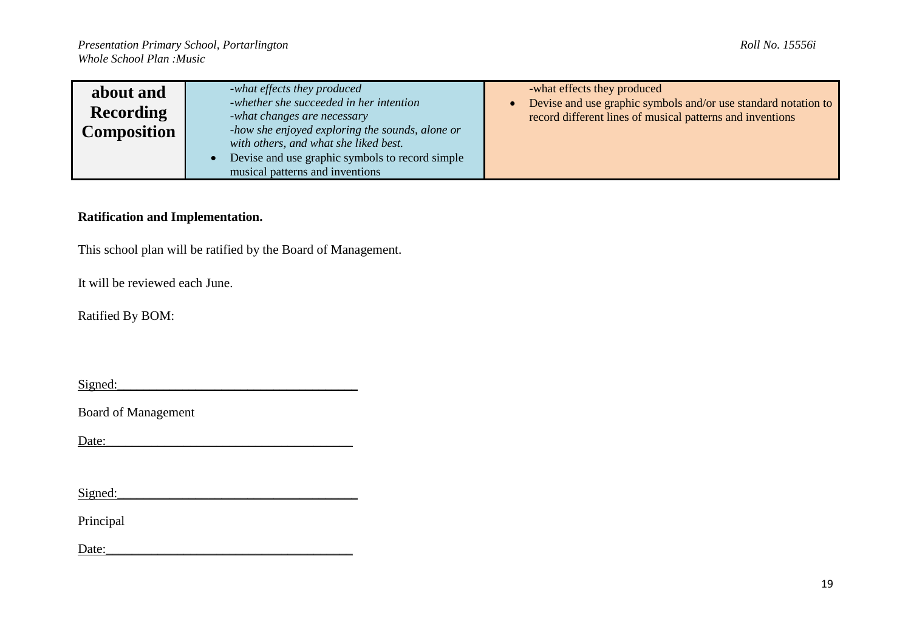| about and Recording Composition | *-what effects they produced*<br>*-whether she succeeded in her intention*<br>*-what changes are necessary*<br>*-how she enjoyed exploring the sounds, alone or with others, and what she liked best.*<br>• Devise and use graphic symbols to record simple musical patterns and inventions | -what effects they produced<br>• Devise and use graphic symbols and/or use standard notation to record different lines of musical patterns and inventions |
|---|---|---|

**Ratification and Implementation.**

This school plan will be ratified by the Board of Management.

It will be reviewed each June.

Ratified By BOM:

Signed:\_\_\_\_\_\_\_\_\_\_\_\_\_\_\_\_\_\_\_\_\_\_\_\_\_\_\_\_\_\_\_\_\_\_\_\_

Board of Management

Date:\_\_\_\_\_\_\_\_\_\_\_\_\_\_\_\_\_\_\_\_\_\_\_\_\_\_\_\_\_\_\_\_\_\_\_\_

Signed:\_\_\_\_\_\_\_\_\_\_\_\_\_\_\_\_\_\_\_\_\_\_\_\_\_\_\_\_\_\_\_\_\_\_\_\_

Principal

Date:\_\_\_\_\_\_\_\_\_\_\_\_\_\_\_\_\_\_\_\_\_\_\_\_\_\_\_\_\_\_\_\_\_\_\_\_